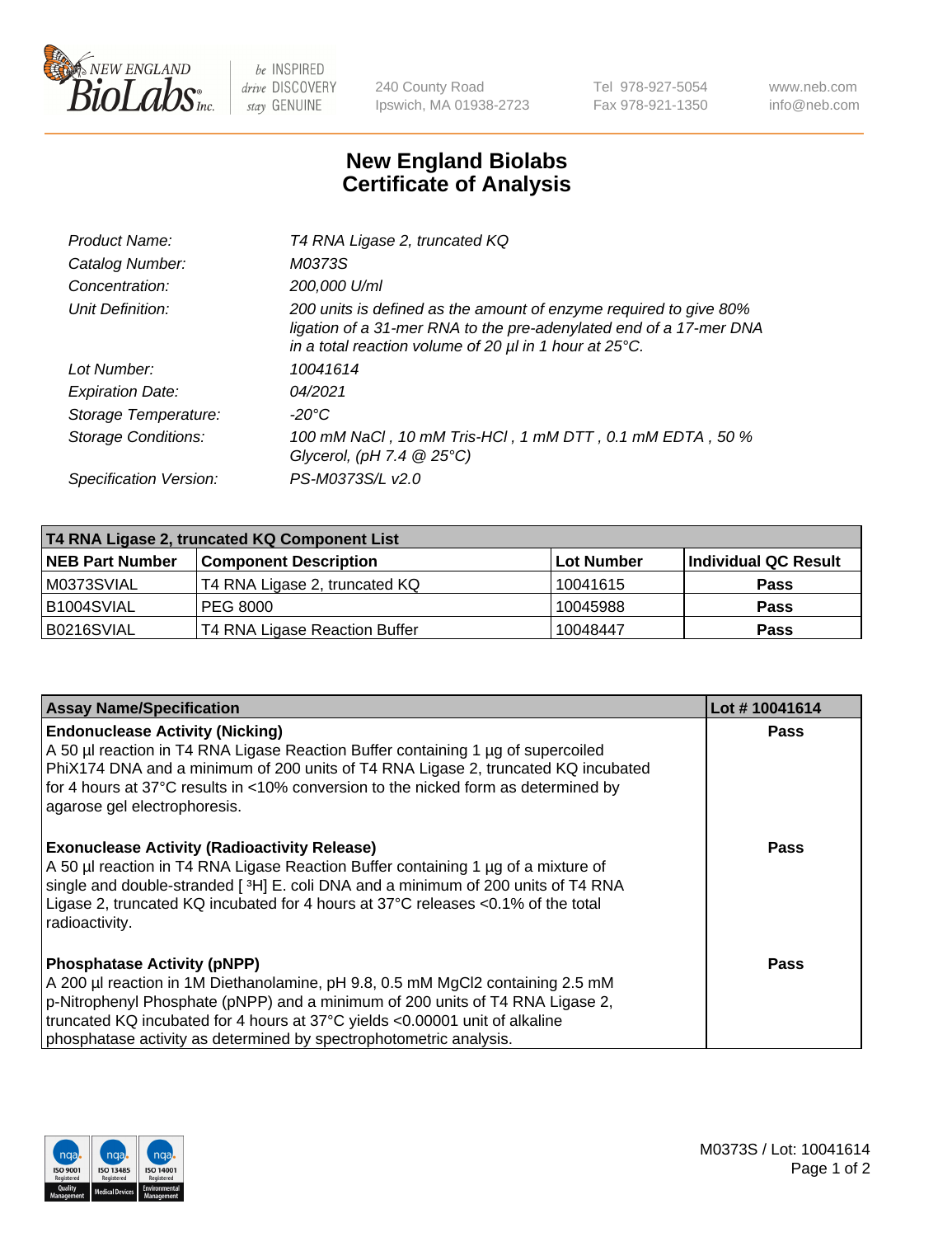New England BioLabs Inc. — be INSPIRED drive DISCOVERY stay GENUINE

240 County Road
Ipswich, MA 01938-2723

Tel 978-927-5054
Fax 978-921-1350

www.neb.com
info@neb.com

# New England Biolabs Certificate of Analysis

| | |
|---|---|
| *Product Name:* | *T4 RNA Ligase 2, truncated KQ* |
| *Catalog Number:* | *M0373S* |
| *Concentration:* | *200,000 U/ml* |
| *Unit Definition:* | *200 units is defined as the amount of enzyme required to give 80% ligation of a 31-mer RNA to the pre-adenylated end of a 17-mer DNA in a total reaction volume of 20 µl in 1 hour at 25°C.* |
| *Lot Number:* | *10041614* |
| *Expiration Date:* | *04/2021* |
| *Storage Temperature:* | *-20°C* |
| *Storage Conditions:* | *100 mM NaCl , 10 mM Tris-HCl , 1 mM DTT , 0.1 mM EDTA , 50 % Glycerol, (pH 7.4 @ 25°C)* |
| *Specification Version:* | *PS-M0373S/L v2.0* |

| T4 RNA Ligase 2, truncated KQ Component List | | | |
|---|---|---|---|
| **NEB Part Number** | **Component Description** | **Lot Number** | **Individual QC Result** |
| M0373SVIAL | T4 RNA Ligase 2, truncated KQ | 10041615 | **Pass** |
| B1004SVIAL | PEG 8000 | 10045988 | **Pass** |
| B0216SVIAL | T4 RNA Ligase Reaction Buffer | 10048447 | **Pass** |

| Assay Name/Specification | Lot # 10041614 |
|---|---|
| **Endonuclease Activity (Nicking)** A 50 µl reaction in T4 RNA Ligase Reaction Buffer containing 1 µg of supercoiled PhiX174 DNA and a minimum of 200 units of T4 RNA Ligase 2, truncated KQ incubated for 4 hours at 37°C results in <10% conversion to the nicked form as determined by agarose gel electrophoresis. | **Pass** |
| **Exonuclease Activity (Radioactivity Release)** A 50 µl reaction in T4 RNA Ligase Reaction Buffer containing 1 µg of a mixture of single and double-stranded [ $^{3}$H] E. coli DNA and a minimum of 200 units of T4 RNA Ligase 2, truncated KQ incubated for 4 hours at 37°C releases <0.1% of the total radioactivity. | **Pass** |
| **Phosphatase Activity (pNPP)** A 200 µl reaction in 1M Diethanolamine, pH 9.8, 0.5 mM $MgCl_2$ containing 2.5 mM p-Nitrophenyl Phosphate (pNPP) and a minimum of 200 units of T4 RNA Ligase 2, truncated KQ incubated for 4 hours at 37°C yields <0.00001 unit of alkaline phosphatase activity as determined by spectrophotometric analysis. | **Pass** |

M0373S / Lot: 10041614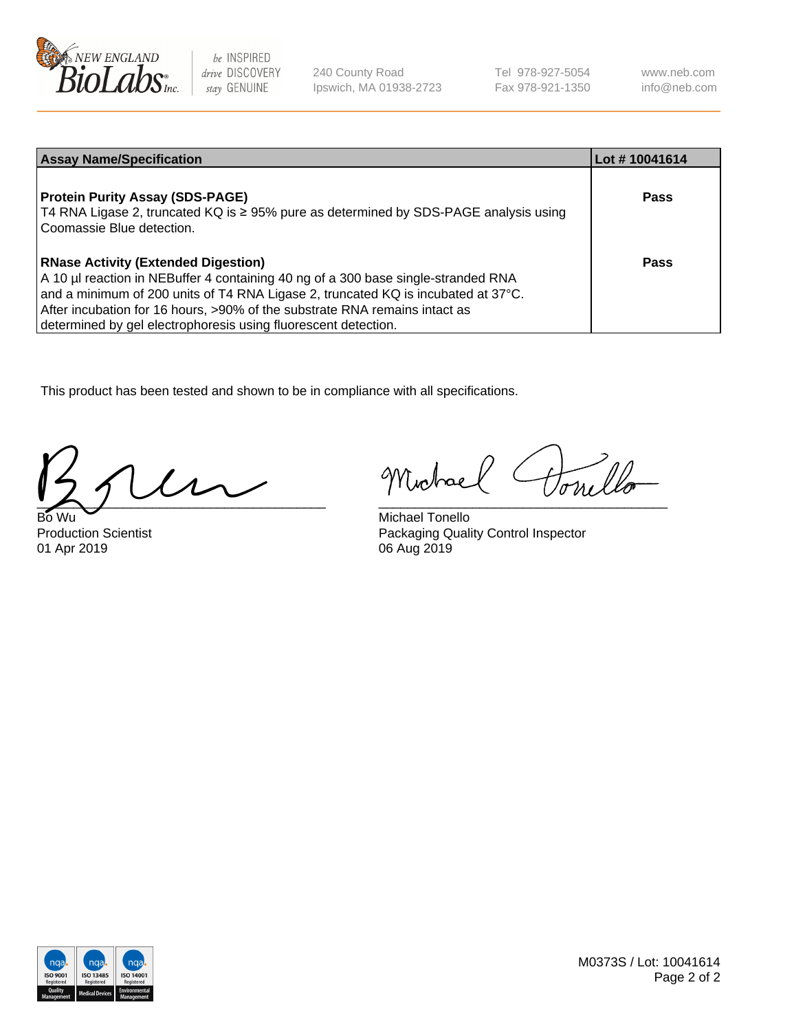240 County Road
Ipswich, MA 01938-2723

Tel 978-927-5054
Fax 978-921-1350

www.neb.com
info@neb.com

| Assay Name/Specification | Lot # 10041614 |
|---|---|
| **Protein Purity Assay (SDS-PAGE)**<br>T4 RNA Ligase 2, truncated KQ is ≥ 95% pure as determined by SDS-PAGE analysis using Coomassie Blue detection. | **Pass** |
| **RNase Activity (Extended Digestion)**<br>A 10 µl reaction in NEBuffer 4 containing 40 ng of a 300 base single-stranded RNA and a minimum of 200 units of T4 RNA Ligase 2, truncated KQ is incubated at 37°C. After incubation for 16 hours, >90% of the substrate RNA remains intact as determined by gel electrophoresis using fluorescent detection. | **Pass** |

This product has been tested and shown to be in compliance with all specifications.

Bo Wu
Production Scientist
01 Apr 2019

Michael Tonello
Packaging Quality Control Inspector
06 Aug 2019

M0373S / Lot: 10041614